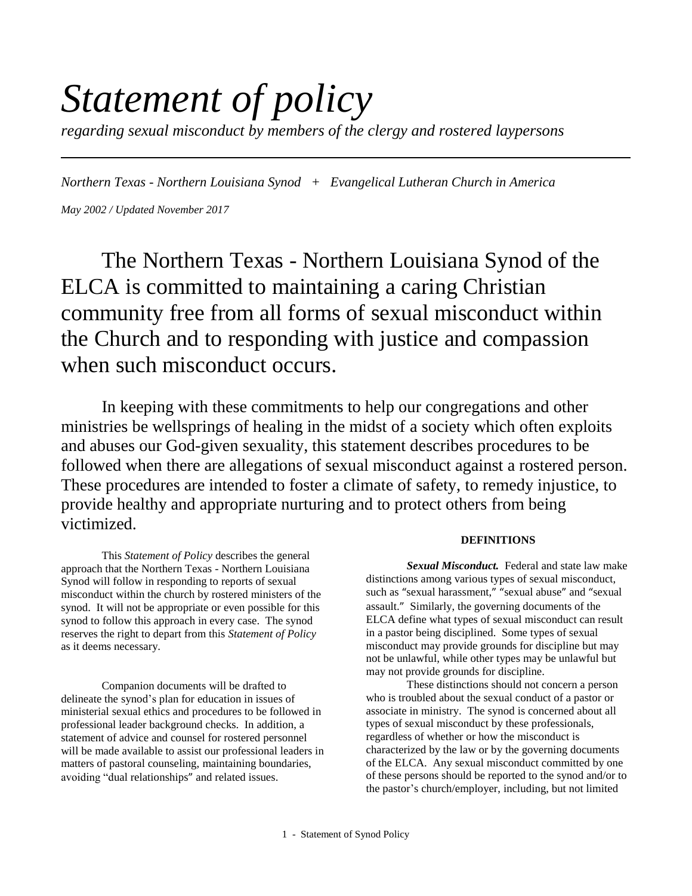# *Statement of policy*

*regarding sexual misconduct by members of the clergy and rostered laypersons*

---

*Northern Texas - Northern Louisiana Synod + Evangelical Lutheran Church in America*

*May 2002 / Updated November 2017*

The Northern Texas - Northern Louisiana Synod of the ELCA is committed to maintaining a caring Christian community free from all forms of sexual misconduct within the Church and to responding with justice and compassion when such misconduct occurs.

In keeping with these commitments to help our congregations and other ministries be wellsprings of healing in the midst of a society which often exploits and abuses our God-given sexuality, this statement describes procedures to be followed when there are allegations of sexual misconduct against a rostered person. These procedures are intended to foster a climate of safety, to remedy injustice, to provide healthy and appropriate nurturing and to protect others from being victimized.

This *Statement of Policy* describes the general approach that the Northern Texas - Northern Louisiana Synod will follow in responding to reports of sexual misconduct within the church by rostered ministers of the synod. It will not be appropriate or even possible for this synod to follow this approach in every case. The synod reserves the right to depart from this *Statement of Policy* as it deems necessary.

Companion documents will be drafted to delineate the synod's plan for education in issues of ministerial sexual ethics and procedures to be followed in professional leader background checks. In addition, a statement of advice and counsel for rostered personnel will be made available to assist our professional leaders in matters of pastoral counseling, maintaining boundaries, avoiding "dual relationships" and related issues.

**DEFINITIONS**

***Sexual Misconduct.*** Federal and state law make distinctions among various types of sexual misconduct, such as "sexual harassment," "sexual abuse" and "sexual assault." Similarly, the governing documents of the ELCA define what types of sexual misconduct can result in a pastor being disciplined. Some types of sexual misconduct may provide grounds for discipline but may not be unlawful, while other types may be unlawful but may not provide grounds for discipline.

These distinctions should not concern a person who is troubled about the sexual conduct of a pastor or associate in ministry. The synod is concerned about all types of sexual misconduct by these professionals, regardless of whether or how the misconduct is characterized by the law or by the governing documents of the ELCA. Any sexual misconduct committed by one of these persons should be reported to the synod and/or to the pastor's church/employer, including, but not limited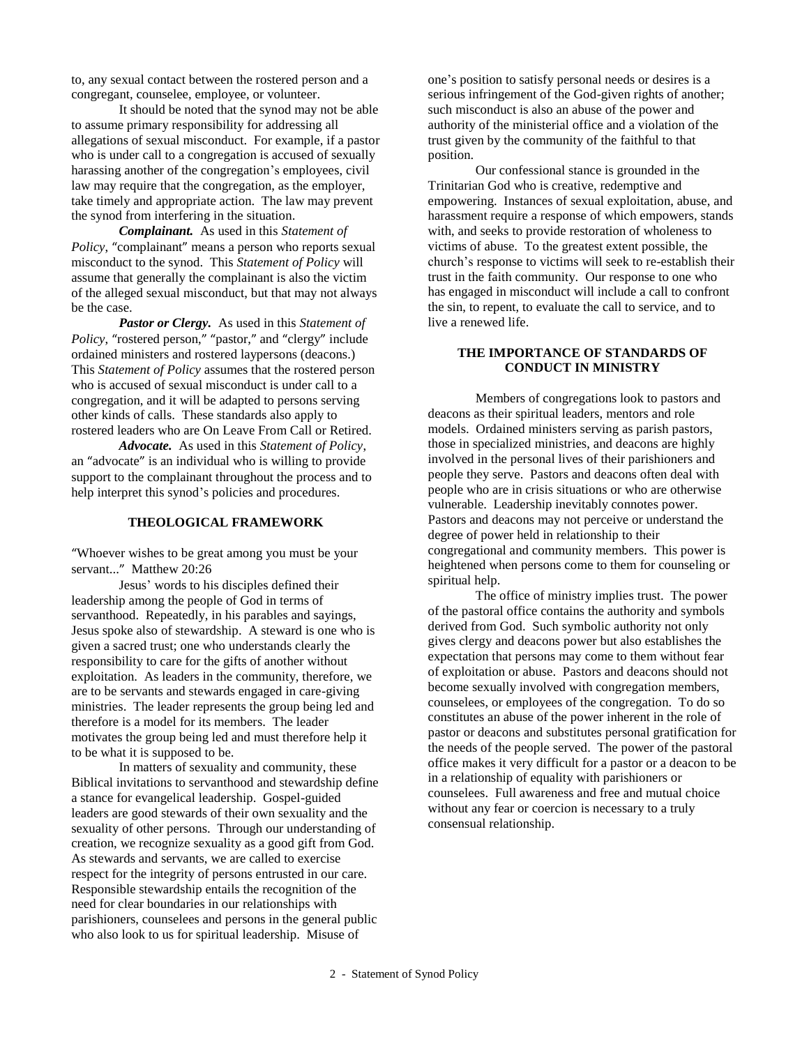to, any sexual contact between the rostered person and a congregant, counselee, employee, or volunteer.

It should be noted that the synod may not be able to assume primary responsibility for addressing all allegations of sexual misconduct. For example, if a pastor who is under call to a congregation is accused of sexually harassing another of the congregation's employees, civil law may require that the congregation, as the employer, take timely and appropriate action. The law may prevent the synod from interfering in the situation.

***Complainant.*** As used in this *Statement of Policy*, "complainant" means a person who reports sexual misconduct to the synod. This *Statement of Policy* will assume that generally the complainant is also the victim of the alleged sexual misconduct, but that may not always be the case.

***Pastor or Clergy.*** As used in this *Statement of Policy*, "rostered person," "pastor," and "clergy" include ordained ministers and rostered laypersons (deacons.) This *Statement of Policy* assumes that the rostered person who is accused of sexual misconduct is under call to a congregation, and it will be adapted to persons serving other kinds of calls. These standards also apply to rostered leaders who are On Leave From Call or Retired.

***Advocate.*** As used in this *Statement of Policy*, an "advocate" is an individual who is willing to provide support to the complainant throughout the process and to help interpret this synod's policies and procedures.

## THEOLOGICAL FRAMEWORK

"Whoever wishes to be great among you must be your servant..." Matthew 20:26

Jesus' words to his disciples defined their leadership among the people of God in terms of servanthood. Repeatedly, in his parables and sayings, Jesus spoke also of stewardship. A steward is one who is given a sacred trust; one who understands clearly the responsibility to care for the gifts of another without exploitation. As leaders in the community, therefore, we are to be servants and stewards engaged in care-giving ministries. The leader represents the group being led and therefore is a model for its members. The leader motivates the group being led and must therefore help it to be what it is supposed to be.

In matters of sexuality and community, these Biblical invitations to servanthood and stewardship define a stance for evangelical leadership. Gospel-guided leaders are good stewards of their own sexuality and the sexuality of other persons. Through our understanding of creation, we recognize sexuality as a good gift from God. As stewards and servants, we are called to exercise respect for the integrity of persons entrusted in our care. Responsible stewardship entails the recognition of the need for clear boundaries in our relationships with parishioners, counselees and persons in the general public who also look to us for spiritual leadership. Misuse of one's position to satisfy personal needs or desires is a serious infringement of the God-given rights of another; such misconduct is also an abuse of the power and authority of the ministerial office and a violation of the trust given by the community of the faithful to that position.

Our confessional stance is grounded in the Trinitarian God who is creative, redemptive and empowering. Instances of sexual exploitation, abuse, and harassment require a response of which empowers, stands with, and seeks to provide restoration of wholeness to victims of abuse. To the greatest extent possible, the church's response to victims will seek to re-establish their trust in the faith community. Our response to one who has engaged in misconduct will include a call to confront the sin, to repent, to evaluate the call to service, and to live a renewed life.

## THE IMPORTANCE OF STANDARDS OF CONDUCT IN MINISTRY

Members of congregations look to pastors and deacons as their spiritual leaders, mentors and role models. Ordained ministers serving as parish pastors, those in specialized ministries, and deacons are highly involved in the personal lives of their parishioners and people they serve. Pastors and deacons often deal with people who are in crisis situations or who are otherwise vulnerable. Leadership inevitably connotes power. Pastors and deacons may not perceive or understand the degree of power held in relationship to their congregational and community members. This power is heightened when persons come to them for counseling or spiritual help.

The office of ministry implies trust. The power of the pastoral office contains the authority and symbols derived from God. Such symbolic authority not only gives clergy and deacons power but also establishes the expectation that persons may come to them without fear of exploitation or abuse. Pastors and deacons should not become sexually involved with congregation members, counselees, or employees of the congregation. To do so constitutes an abuse of the power inherent in the role of pastor or deacons and substitutes personal gratification for the needs of the people served. The power of the pastoral office makes it very difficult for a pastor or a deacon to be in a relationship of equality with parishioners or counselees. Full awareness and free and mutual choice without any fear or coercion is necessary to a truly consensual relationship.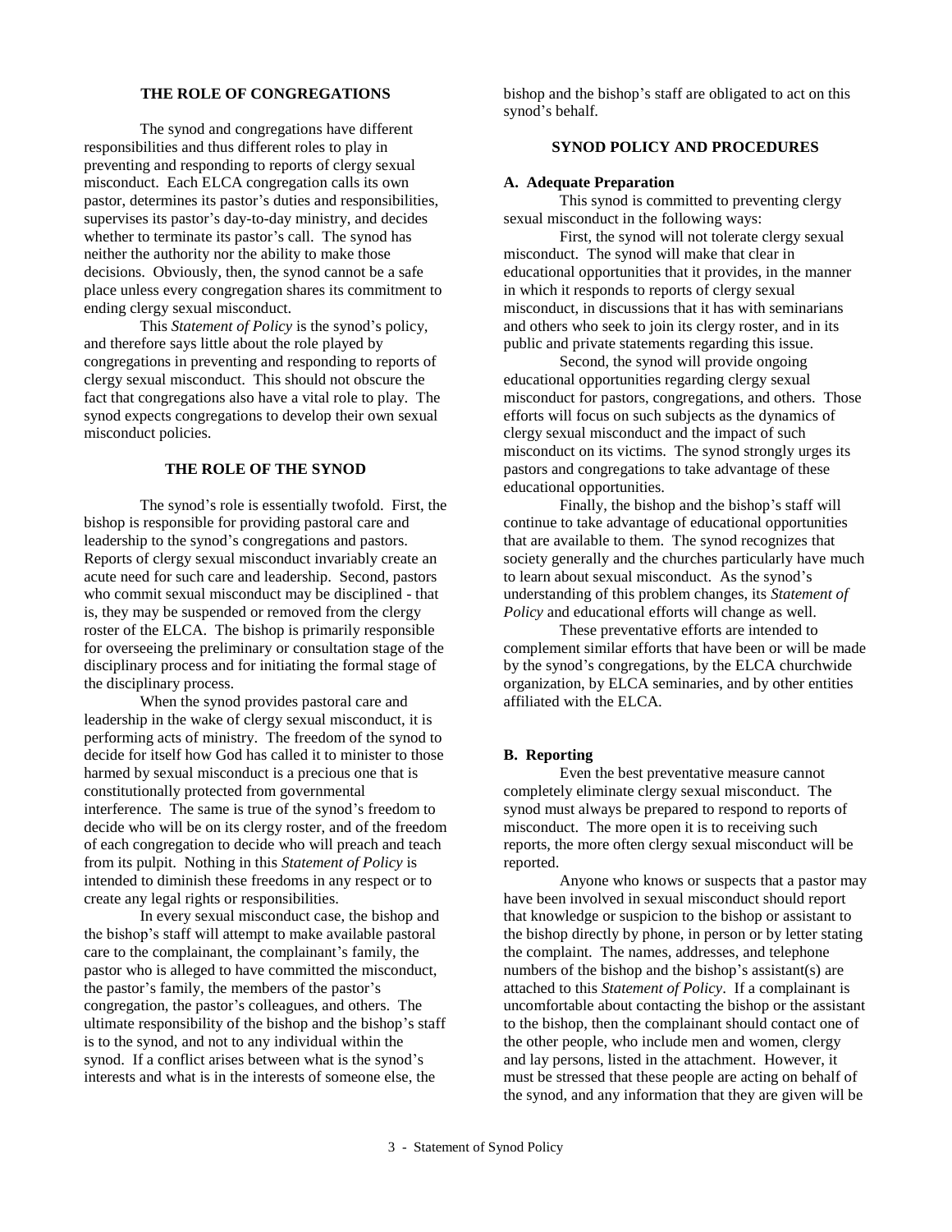## THE ROLE OF CONGREGATIONS

The synod and congregations have different responsibilities and thus different roles to play in preventing and responding to reports of clergy sexual misconduct. Each ELCA congregation calls its own pastor, determines its pastor's duties and responsibilities, supervises its pastor's day-to-day ministry, and decides whether to terminate its pastor's call. The synod has neither the authority nor the ability to make those decisions. Obviously, then, the synod cannot be a safe place unless every congregation shares its commitment to ending clergy sexual misconduct.

This *Statement of Policy* is the synod's policy, and therefore says little about the role played by congregations in preventing and responding to reports of clergy sexual misconduct. This should not obscure the fact that congregations also have a vital role to play. The synod expects congregations to develop their own sexual misconduct policies.

## THE ROLE OF THE SYNOD

The synod's role is essentially twofold. First, the bishop is responsible for providing pastoral care and leadership to the synod's congregations and pastors. Reports of clergy sexual misconduct invariably create an acute need for such care and leadership. Second, pastors who commit sexual misconduct may be disciplined - that is, they may be suspended or removed from the clergy roster of the ELCA. The bishop is primarily responsible for overseeing the preliminary or consultation stage of the disciplinary process and for initiating the formal stage of the disciplinary process.

When the synod provides pastoral care and leadership in the wake of clergy sexual misconduct, it is performing acts of ministry. The freedom of the synod to decide for itself how God has called it to minister to those harmed by sexual misconduct is a precious one that is constitutionally protected from governmental interference. The same is true of the synod's freedom to decide who will be on its clergy roster, and of the freedom of each congregation to decide who will preach and teach from its pulpit. Nothing in this *Statement of Policy* is intended to diminish these freedoms in any respect or to create any legal rights or responsibilities.

In every sexual misconduct case, the bishop and the bishop's staff will attempt to make available pastoral care to the complainant, the complainant's family, the pastor who is alleged to have committed the misconduct, the pastor's family, the members of the pastor's congregation, the pastor's colleagues, and others. The ultimate responsibility of the bishop and the bishop's staff is to the synod, and not to any individual within the synod. If a conflict arises between what is the synod's interests and what is in the interests of someone else, the bishop and the bishop's staff are obligated to act on this synod's behalf.

## SYNOD POLICY AND PROCEDURES

### A. Adequate Preparation

This synod is committed to preventing clergy sexual misconduct in the following ways:

First, the synod will not tolerate clergy sexual misconduct. The synod will make that clear in educational opportunities that it provides, in the manner in which it responds to reports of clergy sexual misconduct, in discussions that it has with seminarians and others who seek to join its clergy roster, and in its public and private statements regarding this issue.

Second, the synod will provide ongoing educational opportunities regarding clergy sexual misconduct for pastors, congregations, and others. Those efforts will focus on such subjects as the dynamics of clergy sexual misconduct and the impact of such misconduct on its victims. The synod strongly urges its pastors and congregations to take advantage of these educational opportunities.

Finally, the bishop and the bishop's staff will continue to take advantage of educational opportunities that are available to them. The synod recognizes that society generally and the churches particularly have much to learn about sexual misconduct. As the synod's understanding of this problem changes, its *Statement of Policy* and educational efforts will change as well.

These preventative efforts are intended to complement similar efforts that have been or will be made by the synod's congregations, by the ELCA churchwide organization, by ELCA seminaries, and by other entities affiliated with the ELCA.

### B. Reporting

Even the best preventative measure cannot completely eliminate clergy sexual misconduct. The synod must always be prepared to respond to reports of misconduct. The more open it is to receiving such reports, the more often clergy sexual misconduct will be reported.

Anyone who knows or suspects that a pastor may have been involved in sexual misconduct should report that knowledge or suspicion to the bishop or assistant to the bishop directly by phone, in person or by letter stating the complaint. The names, addresses, and telephone numbers of the bishop and the bishop's assistant(s) are attached to this *Statement of Policy*. If a complainant is uncomfortable about contacting the bishop or the assistant to the bishop, then the complainant should contact one of the other people, who include men and women, clergy and lay persons, listed in the attachment. However, it must be stressed that these people are acting on behalf of the synod, and any information that they are given will be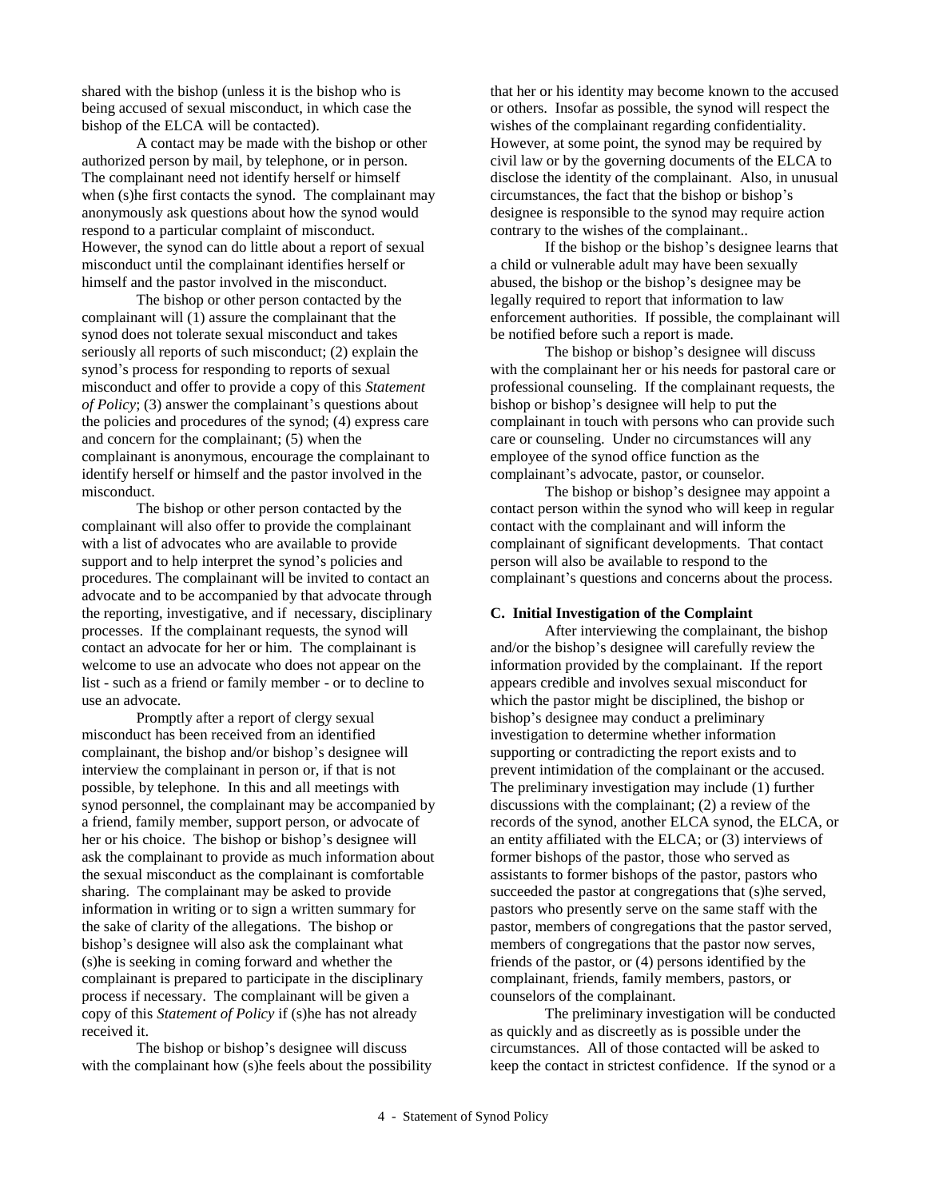shared with the bishop (unless it is the bishop who is being accused of sexual misconduct, in which case the bishop of the ELCA will be contacted).

A contact may be made with the bishop or other authorized person by mail, by telephone, or in person. The complainant need not identify herself or himself when (s)he first contacts the synod. The complainant may anonymously ask questions about how the synod would respond to a particular complaint of misconduct. However, the synod can do little about a report of sexual misconduct until the complainant identifies herself or himself and the pastor involved in the misconduct.

The bishop or other person contacted by the complainant will (1) assure the complainant that the synod does not tolerate sexual misconduct and takes seriously all reports of such misconduct; (2) explain the synod's process for responding to reports of sexual misconduct and offer to provide a copy of this *Statement of Policy*; (3) answer the complainant's questions about the policies and procedures of the synod; (4) express care and concern for the complainant; (5) when the complainant is anonymous, encourage the complainant to identify herself or himself and the pastor involved in the misconduct.

The bishop or other person contacted by the complainant will also offer to provide the complainant with a list of advocates who are available to provide support and to help interpret the synod's policies and procedures. The complainant will be invited to contact an advocate and to be accompanied by that advocate through the reporting, investigative, and if necessary, disciplinary processes. If the complainant requests, the synod will contact an advocate for her or him. The complainant is welcome to use an advocate who does not appear on the list - such as a friend or family member - or to decline to use an advocate.

Promptly after a report of clergy sexual misconduct has been received from an identified complainant, the bishop and/or bishop's designee will interview the complainant in person or, if that is not possible, by telephone. In this and all meetings with synod personnel, the complainant may be accompanied by a friend, family member, support person, or advocate of her or his choice. The bishop or bishop's designee will ask the complainant to provide as much information about the sexual misconduct as the complainant is comfortable sharing. The complainant may be asked to provide information in writing or to sign a written summary for the sake of clarity of the allegations. The bishop or bishop's designee will also ask the complainant what (s)he is seeking in coming forward and whether the complainant is prepared to participate in the disciplinary process if necessary. The complainant will be given a copy of this *Statement of Policy* if (s)he has not already received it.

The bishop or bishop's designee will discuss with the complainant how (s)he feels about the possibility that her or his identity may become known to the accused or others. Insofar as possible, the synod will respect the wishes of the complainant regarding confidentiality. However, at some point, the synod may be required by civil law or by the governing documents of the ELCA to disclose the identity of the complainant. Also, in unusual circumstances, the fact that the bishop or bishop's designee is responsible to the synod may require action contrary to the wishes of the complainant..

If the bishop or the bishop's designee learns that a child or vulnerable adult may have been sexually abused, the bishop or the bishop's designee may be legally required to report that information to law enforcement authorities. If possible, the complainant will be notified before such a report is made.

The bishop or bishop's designee will discuss with the complainant her or his needs for pastoral care or professional counseling. If the complainant requests, the bishop or bishop's designee will help to put the complainant in touch with persons who can provide such care or counseling. Under no circumstances will any employee of the synod office function as the complainant's advocate, pastor, or counselor.

The bishop or bishop's designee may appoint a contact person within the synod who will keep in regular contact with the complainant and will inform the complainant of significant developments. That contact person will also be available to respond to the complainant's questions and concerns about the process.

**C. Initial Investigation of the Complaint**

After interviewing the complainant, the bishop and/or the bishop's designee will carefully review the information provided by the complainant. If the report appears credible and involves sexual misconduct for which the pastor might be disciplined, the bishop or bishop's designee may conduct a preliminary investigation to determine whether information supporting or contradicting the report exists and to prevent intimidation of the complainant or the accused. The preliminary investigation may include (1) further discussions with the complainant; (2) a review of the records of the synod, another ELCA synod, the ELCA, or an entity affiliated with the ELCA; or (3) interviews of former bishops of the pastor, those who served as assistants to former bishops of the pastor, pastors who succeeded the pastor at congregations that (s)he served, pastors who presently serve on the same staff with the pastor, members of congregations that the pastor served, members of congregations that the pastor now serves, friends of the pastor, or (4) persons identified by the complainant, friends, family members, pastors, or counselors of the complainant.

The preliminary investigation will be conducted as quickly and as discreetly as is possible under the circumstances. All of those contacted will be asked to keep the contact in strictest confidence. If the synod or a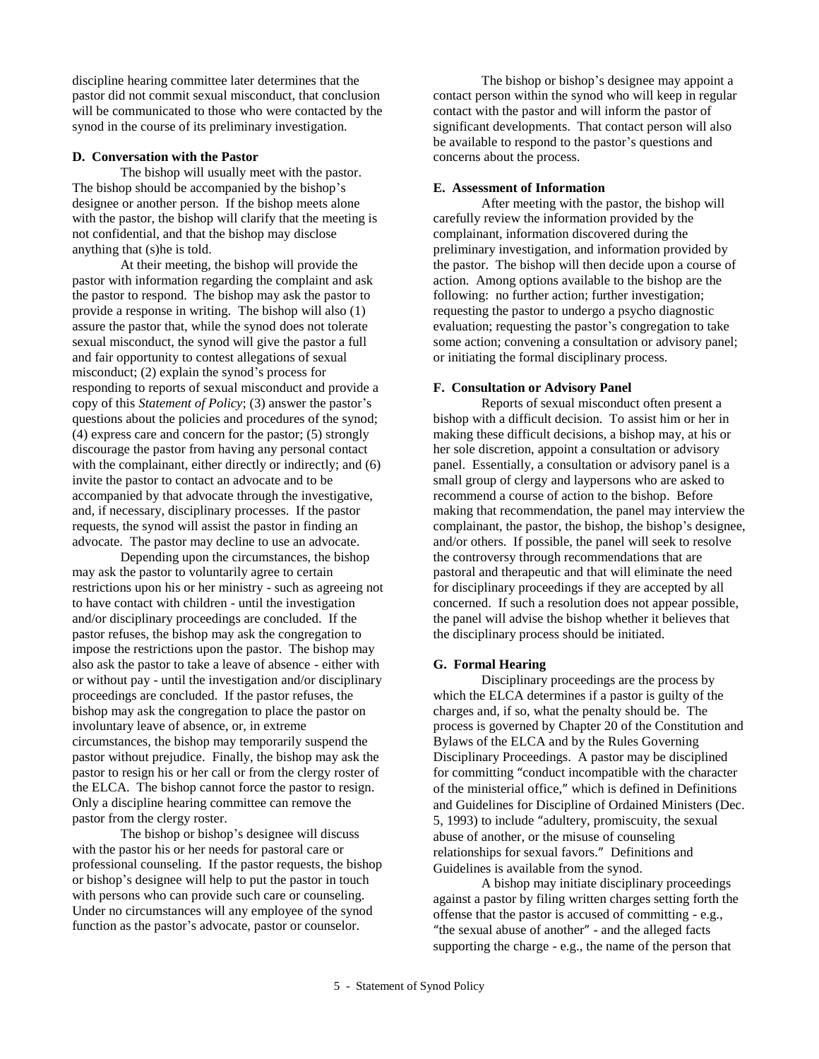discipline hearing committee later determines that the pastor did not commit sexual misconduct, that conclusion will be communicated to those who were contacted by the synod in the course of its preliminary investigation.

**D. Conversation with the Pastor**

The bishop will usually meet with the pastor. The bishop should be accompanied by the bishop's designee or another person. If the bishop meets alone with the pastor, the bishop will clarify that the meeting is not confidential, and that the bishop may disclose anything that (s)he is told.

At their meeting, the bishop will provide the pastor with information regarding the complaint and ask the pastor to respond. The bishop may ask the pastor to provide a response in writing. The bishop will also (1) assure the pastor that, while the synod does not tolerate sexual misconduct, the synod will give the pastor a full and fair opportunity to contest allegations of sexual misconduct; (2) explain the synod's process for responding to reports of sexual misconduct and provide a copy of this *Statement of Policy*; (3) answer the pastor's questions about the policies and procedures of the synod; (4) express care and concern for the pastor; (5) strongly discourage the pastor from having any personal contact with the complainant, either directly or indirectly; and (6) invite the pastor to contact an advocate and to be accompanied by that advocate through the investigative, and, if necessary, disciplinary processes. If the pastor requests, the synod will assist the pastor in finding an advocate. The pastor may decline to use an advocate.

Depending upon the circumstances, the bishop may ask the pastor to voluntarily agree to certain restrictions upon his or her ministry - such as agreeing not to have contact with children - until the investigation and/or disciplinary proceedings are concluded. If the pastor refuses, the bishop may ask the congregation to impose the restrictions upon the pastor. The bishop may also ask the pastor to take a leave of absence - either with or without pay - until the investigation and/or disciplinary proceedings are concluded. If the pastor refuses, the bishop may ask the congregation to place the pastor on involuntary leave of absence, or, in extreme circumstances, the bishop may temporarily suspend the pastor without prejudice. Finally, the bishop may ask the pastor to resign his or her call or from the clergy roster of the ELCA. The bishop cannot force the pastor to resign. Only a discipline hearing committee can remove the pastor from the clergy roster.

The bishop or bishop's designee will discuss with the pastor his or her needs for pastoral care or professional counseling. If the pastor requests, the bishop or bishop's designee will help to put the pastor in touch with persons who can provide such care or counseling. Under no circumstances will any employee of the synod function as the pastor's advocate, pastor or counselor.

The bishop or bishop's designee may appoint a contact person within the synod who will keep in regular contact with the pastor and will inform the pastor of significant developments. That contact person will also be available to respond to the pastor's questions and concerns about the process.

**E. Assessment of Information**

After meeting with the pastor, the bishop will carefully review the information provided by the complainant, information discovered during the preliminary investigation, and information provided by the pastor. The bishop will then decide upon a course of action. Among options available to the bishop are the following: no further action; further investigation; requesting the pastor to undergo a psycho diagnostic evaluation; requesting the pastor's congregation to take some action; convening a consultation or advisory panel; or initiating the formal disciplinary process.

**F. Consultation or Advisory Panel**

Reports of sexual misconduct often present a bishop with a difficult decision. To assist him or her in making these difficult decisions, a bishop may, at his or her sole discretion, appoint a consultation or advisory panel. Essentially, a consultation or advisory panel is a small group of clergy and laypersons who are asked to recommend a course of action to the bishop. Before making that recommendation, the panel may interview the complainant, the pastor, the bishop, the bishop's designee, and/or others. If possible, the panel will seek to resolve the controversy through recommendations that are pastoral and therapeutic and that will eliminate the need for disciplinary proceedings if they are accepted by all concerned. If such a resolution does not appear possible, the panel will advise the bishop whether it believes that the disciplinary process should be initiated.

**G. Formal Hearing**

Disciplinary proceedings are the process by which the ELCA determines if a pastor is guilty of the charges and, if so, what the penalty should be. The process is governed by Chapter 20 of the Constitution and Bylaws of the ELCA and by the Rules Governing Disciplinary Proceedings. A pastor may be disciplined for committing "conduct incompatible with the character of the ministerial office," which is defined in Definitions and Guidelines for Discipline of Ordained Ministers (Dec. 5, 1993) to include "adultery, promiscuity, the sexual abuse of another, or the misuse of counseling relationships for sexual favors." Definitions and Guidelines is available from the synod.

A bishop may initiate disciplinary proceedings against a pastor by filing written charges setting forth the offense that the pastor is accused of committing - e.g., "the sexual abuse of another" - and the alleged facts supporting the charge - e.g., the name of the person that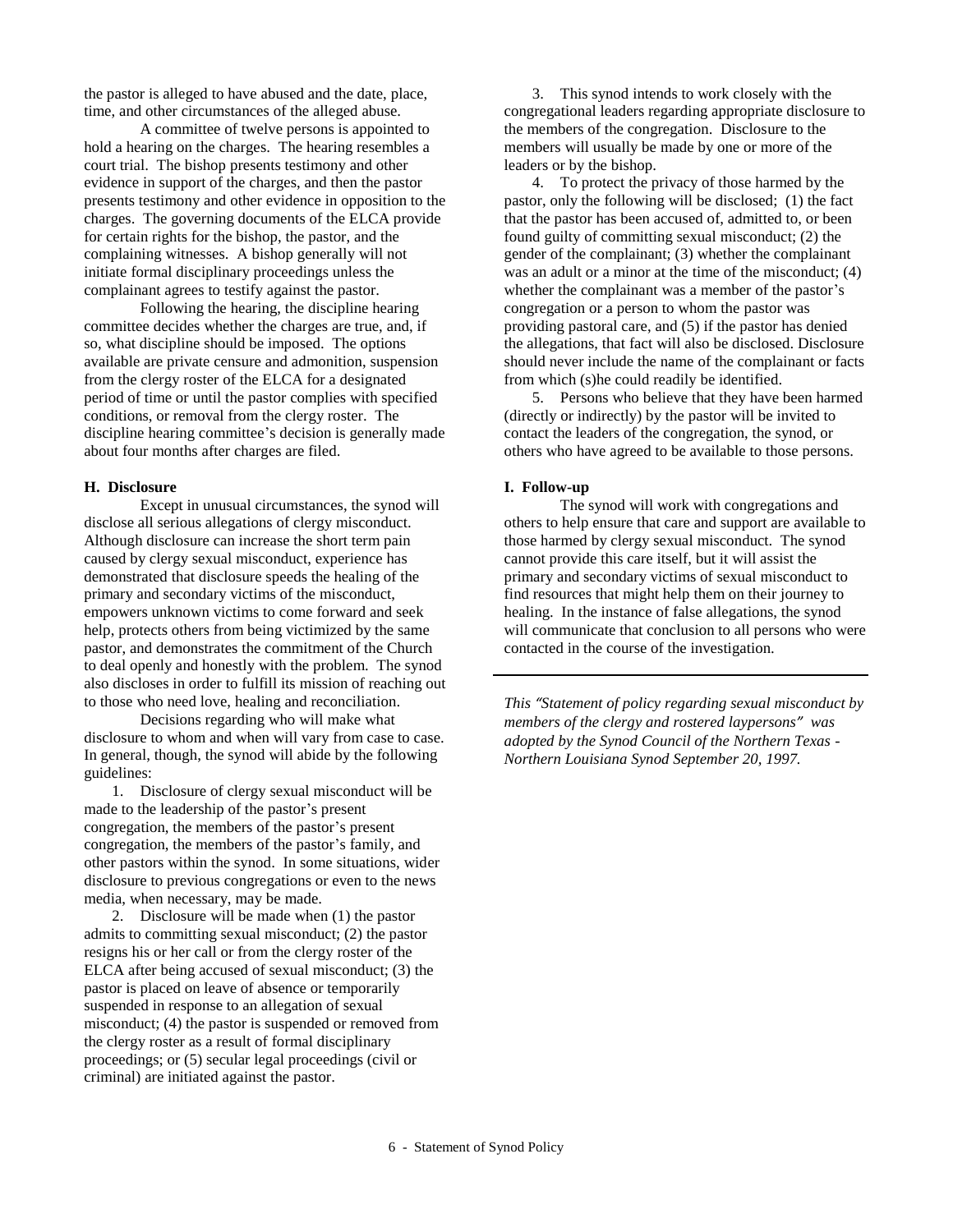the pastor is alleged to have abused and the date, place, time, and other circumstances of the alleged abuse.

A committee of twelve persons is appointed to hold a hearing on the charges. The hearing resembles a court trial. The bishop presents testimony and other evidence in support of the charges, and then the pastor presents testimony and other evidence in opposition to the charges. The governing documents of the ELCA provide for certain rights for the bishop, the pastor, and the complaining witnesses. A bishop generally will not initiate formal disciplinary proceedings unless the complainant agrees to testify against the pastor.

Following the hearing, the discipline hearing committee decides whether the charges are true, and, if so, what discipline should be imposed. The options available are private censure and admonition, suspension from the clergy roster of the ELCA for a designated period of time or until the pastor complies with specified conditions, or removal from the clergy roster. The discipline hearing committee's decision is generally made about four months after charges are filed.

**H. Disclosure**

Except in unusual circumstances, the synod will disclose all serious allegations of clergy misconduct. Although disclosure can increase the short term pain caused by clergy sexual misconduct, experience has demonstrated that disclosure speeds the healing of the primary and secondary victims of the misconduct, empowers unknown victims to come forward and seek help, protects others from being victimized by the same pastor, and demonstrates the commitment of the Church to deal openly and honestly with the problem. The synod also discloses in order to fulfill its mission of reaching out to those who need love, healing and reconciliation.

Decisions regarding who will make what disclosure to whom and when will vary from case to case. In general, though, the synod will abide by the following guidelines:

1. Disclosure of clergy sexual misconduct will be made to the leadership of the pastor's present congregation, the members of the pastor's present congregation, the members of the pastor's family, and other pastors within the synod. In some situations, wider disclosure to previous congregations or even to the news media, when necessary, may be made.

2. Disclosure will be made when (1) the pastor admits to committing sexual misconduct; (2) the pastor resigns his or her call or from the clergy roster of the ELCA after being accused of sexual misconduct; (3) the pastor is placed on leave of absence or temporarily suspended in response to an allegation of sexual misconduct; (4) the pastor is suspended or removed from the clergy roster as a result of formal disciplinary proceedings; or (5) secular legal proceedings (civil or criminal) are initiated against the pastor.

3. This synod intends to work closely with the congregational leaders regarding appropriate disclosure to the members of the congregation. Disclosure to the members will usually be made by one or more of the leaders or by the bishop.

4. To protect the privacy of those harmed by the pastor, only the following will be disclosed; (1) the fact that the pastor has been accused of, admitted to, or been found guilty of committing sexual misconduct; (2) the gender of the complainant; (3) whether the complainant was an adult or a minor at the time of the misconduct; (4) whether the complainant was a member of the pastor's congregation or a person to whom the pastor was providing pastoral care, and (5) if the pastor has denied the allegations, that fact will also be disclosed. Disclosure should never include the name of the complainant or facts from which (s)he could readily be identified.

5. Persons who believe that they have been harmed (directly or indirectly) by the pastor will be invited to contact the leaders of the congregation, the synod, or others who have agreed to be available to those persons.

**I. Follow-up**

The synod will work with congregations and others to help ensure that care and support are available to those harmed by clergy sexual misconduct. The synod cannot provide this care itself, but it will assist the primary and secondary victims of sexual misconduct to find resources that might help them on their journey to healing. In the instance of false allegations, the synod will communicate that conclusion to all persons who were contacted in the course of the investigation.

---

*This "Statement of policy regarding sexual misconduct by members of the clergy and rostered laypersons" was adopted by the Synod Council of the Northern Texas - Northern Louisiana Synod September 20, 1997.*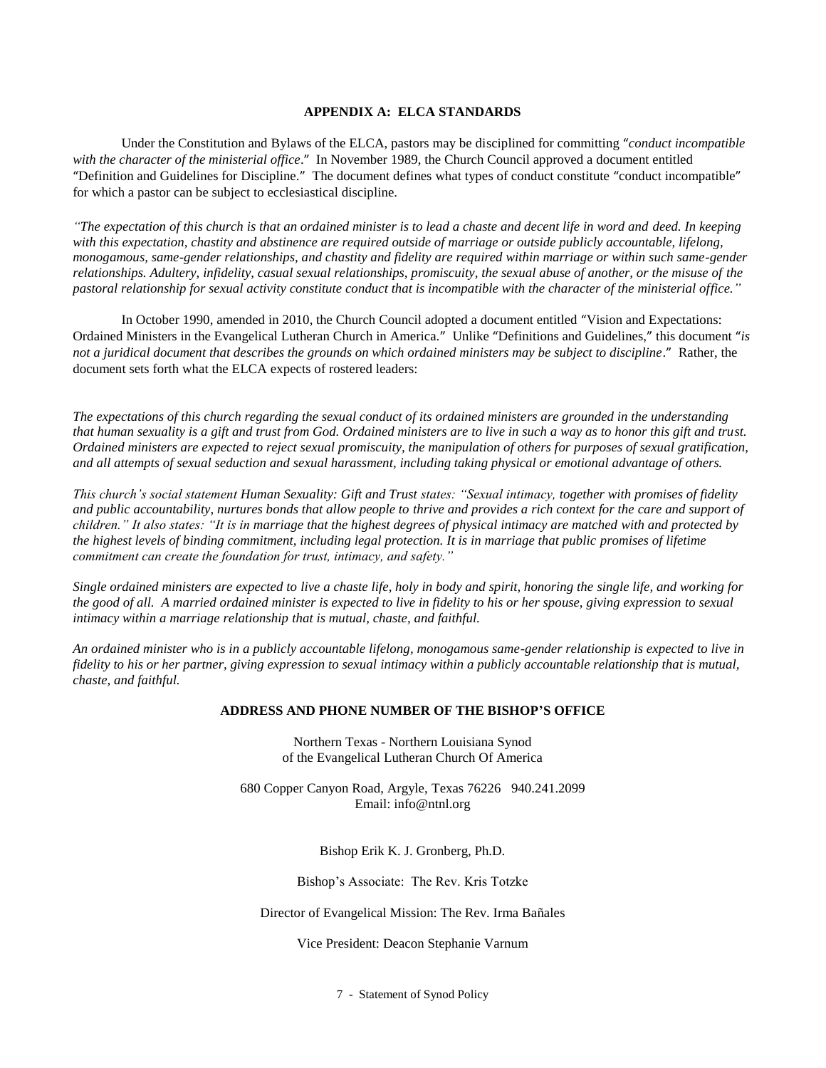## APPENDIX A: ELCA STANDARDS

Under the Constitution and Bylaws of the ELCA, pastors may be disciplined for committing "*conduct incompatible with the character of the ministerial office*." In November 1989, the Church Council approved a document entitled "Definition and Guidelines for Discipline." The document defines what types of conduct constitute "conduct incompatible" for which a pastor can be subject to ecclesiastical discipline.

*"The expectation of this church is that an ordained minister is to lead a chaste and decent life in word and deed. In keeping with this expectation, chastity and abstinence are required outside of marriage or outside publicly accountable, lifelong, monogamous, same-gender relationships, and chastity and fidelity are required within marriage or within such same-gender relationships. Adultery, infidelity, casual sexual relationships, promiscuity, the sexual abuse of another, or the misuse of the pastoral relationship for sexual activity constitute conduct that is incompatible with the character of the ministerial office."*

In October 1990, amended in 2010, the Church Council adopted a document entitled "Vision and Expectations: Ordained Ministers in the Evangelical Lutheran Church in America." Unlike "Definitions and Guidelines," this document "*is not a juridical document that describes the grounds on which ordained ministers may be subject to discipline*." Rather, the document sets forth what the ELCA expects of rostered leaders:

*The expectations of this church regarding the sexual conduct of its ordained ministers are grounded in the understanding that human sexuality is a gift and trust from God. Ordained ministers are to live in such a way as to honor this gift and trust. Ordained ministers are expected to reject sexual promiscuity, the manipulation of others for purposes of sexual gratification, and all attempts of sexual seduction and sexual harassment, including taking physical or emotional advantage of others.*

*This church's social statement Human Sexuality: Gift and Trust states: "Sexual intimacy, together with promises of fidelity and public accountability, nurtures bonds that allow people to thrive and provides a rich context for the care and support of children." It also states: "It is in marriage that the highest degrees of physical intimacy are matched with and protected by the highest levels of binding commitment, including legal protection. It is in marriage that public promises of lifetime commitment can create the foundation for trust, intimacy, and safety."*

*Single ordained ministers are expected to live a chaste life, holy in body and spirit, honoring the single life, and working for the good of all. A married ordained minister is expected to live in fidelity to his or her spouse, giving expression to sexual intimacy within a marriage relationship that is mutual, chaste, and faithful.*

*An ordained minister who is in a publicly accountable lifelong, monogamous same-gender relationship is expected to live in fidelity to his or her partner, giving expression to sexual intimacy within a publicly accountable relationship that is mutual, chaste, and faithful.*

## ADDRESS AND PHONE NUMBER OF THE BISHOP'S OFFICE

Northern Texas - Northern Louisiana Synod
of the Evangelical Lutheran Church Of America

680 Copper Canyon Road, Argyle, Texas 76226 940.241.2099
Email: info@ntnl.org

Bishop Erik K. J. Gronberg, Ph.D.

Bishop's Associate: The Rev. Kris Totzke

Director of Evangelical Mission: The Rev. Irma Bañales

Vice President: Deacon Stephanie Varnum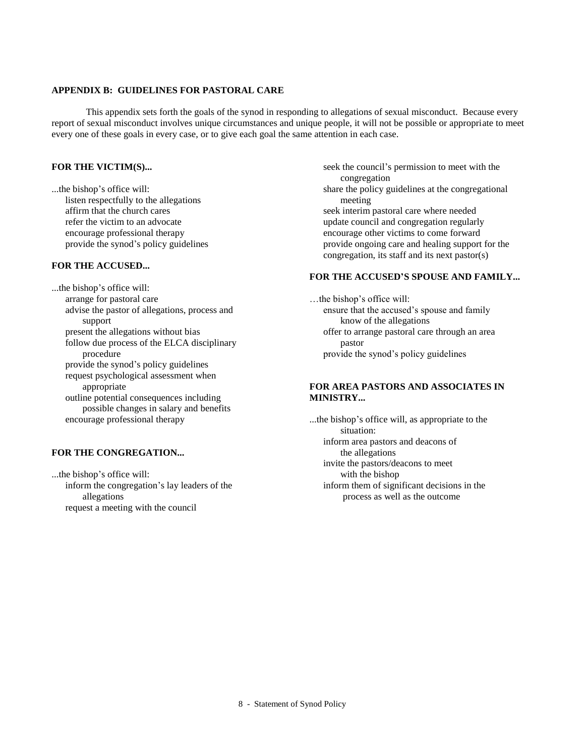## APPENDIX B: GUIDELINES FOR PASTORAL CARE

This appendix sets forth the goals of the synod in responding to allegations of sexual misconduct. Because every report of sexual misconduct involves unique circumstances and unique people, it will not be possible or appropriate to meet every one of these goals in every case, or to give each goal the same attention in each case.

### FOR THE VICTIM(S)...

...the bishop's office will:

- listen respectfully to the allegations
- affirm that the church cares
- refer the victim to an advocate
- encourage professional therapy
- provide the synod's policy guidelines

### FOR THE ACCUSED...

...the bishop's office will:

- arrange for pastoral care
- advise the pastor of allegations, process and support
- present the allegations without bias
- follow due process of the ELCA disciplinary procedure
- provide the synod's policy guidelines
- request psychological assessment when appropriate
- outline potential consequences including possible changes in salary and benefits
- encourage professional therapy

### FOR THE CONGREGATION...

...the bishop's office will:

- inform the congregation's lay leaders of the allegations
- request a meeting with the council
- seek the council's permission to meet with the congregation
- share the policy guidelines at the congregational meeting
- seek interim pastoral care where needed
- update council and congregation regularly
- encourage other victims to come forward
- provide ongoing care and healing support for the congregation, its staff and its next pastor(s)

### FOR THE ACCUSED'S SPOUSE AND FAMILY...

…the bishop's office will:

- ensure that the accused's spouse and family know of the allegations
- offer to arrange pastoral care through an area pastor
- provide the synod's policy guidelines

### FOR AREA PASTORS AND ASSOCIATES IN MINISTRY...

...the bishop's office will, as appropriate to the situation:

- inform area pastors and deacons of the allegations
- invite the pastors/deacons to meet with the bishop
- inform them of significant decisions in the process as well as the outcome